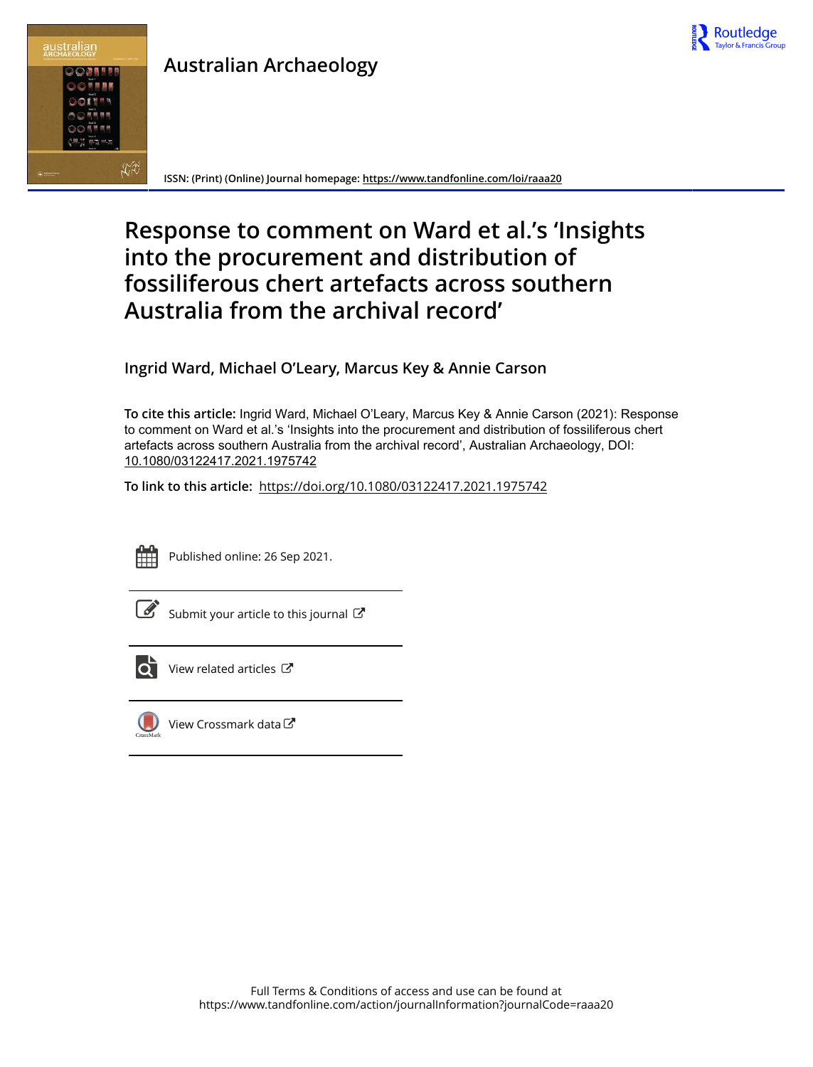Australian Archaeology

ISSN: (Print) (Online) Journal homepage: https://www.tandfonline.com/loi/raaa20

# Response to comment on Ward et al.'s 'Insights into the procurement and distribution of fossiliferous chert artefacts across southern Australia from the archival record'

**Ingrid Ward, Michael O'Leary, Marcus Key & Annie Carson**

**To cite this article:** Ingrid Ward, Michael O'Leary, Marcus Key & Annie Carson (2021): Response to comment on Ward et al.'s 'Insights into the procurement and distribution of fossiliferous chert artefacts across southern Australia from the archival record', Australian Archaeology, DOI: 10.1080/03122417.2021.1975742

**To link to this article:** https://doi.org/10.1080/03122417.2021.1975742

Published online: 26 Sep 2021.

Submit your article to this journal

View related articles

View Crossmark data

Full Terms & Conditions of access and use can be found at https://www.tandfonline.com/action/journalInformation?journalCode=raaa20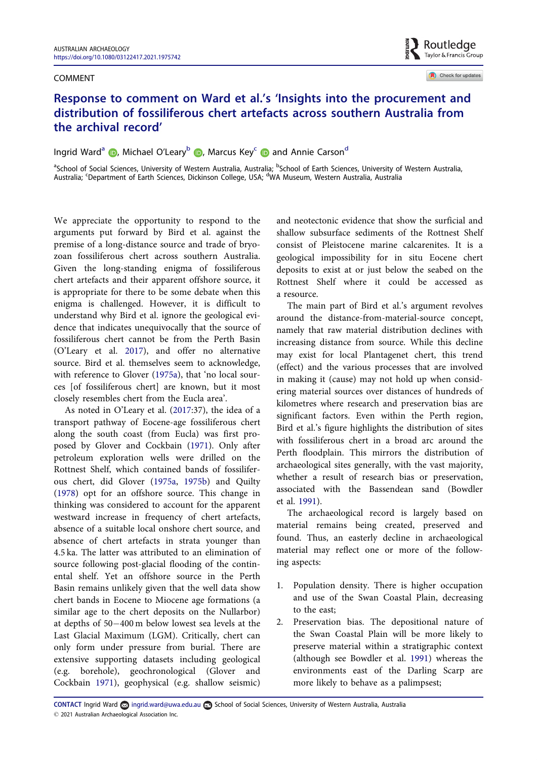COMMENT

# Response to comment on Ward et al.'s 'Insights into the procurement and distribution of fossiliferous chert artefacts across southern Australia from the archival record'

Ingrid Ward[a], Michael O'Leary[b], Marcus Key[c] and Annie Carson[d]

[a]School of Social Sciences, University of Western Australia, Australia; [b]School of Earth Sciences, University of Western Australia, Australia; [c]Department of Earth Sciences, Dickinson College, USA; [d]WA Museum, Western Australia, Australia

We appreciate the opportunity to respond to the arguments put forward by Bird et al. against the premise of a long-distance source and trade of bryozoan fossiliferous chert across southern Australia. Given the long-standing enigma of fossiliferous chert artefacts and their apparent offshore source, it is appropriate for there to be some debate when this enigma is challenged. However, it is difficult to understand why Bird et al. ignore the geological evidence that indicates unequivocally that the source of fossiliferous chert cannot be from the Perth Basin (O'Leary et al. 2017), and offer no alternative source. Bird et al. themselves seem to acknowledge, with reference to Glover (1975a), that 'no local sources [of fossiliferous chert] are known, but it most closely resembles chert from the Eucla area'.

As noted in O'Leary et al. (2017:37), the idea of a transport pathway of Eocene-age fossiliferous chert along the south coast (from Eucla) was first proposed by Glover and Cockbain (1971). Only after petroleum exploration wells were drilled on the Rottnest Shelf, which contained bands of fossiliferous chert, did Glover (1975a, 1975b) and Quilty (1978) opt for an offshore source. This change in thinking was considered to account for the apparent westward increase in frequency of chert artefacts, absence of a suitable local onshore chert source, and absence of chert artefacts in strata younger than 4.5 ka. The latter was attributed to an elimination of source following post-glacial flooding of the continental shelf. Yet an offshore source in the Perth Basin remains unlikely given that the well data show chert bands in Eocene to Miocene age formations (a similar age to the chert deposits on the Nullarbor) at depths of 50−400 m below lowest sea levels at the Last Glacial Maximum (LGM). Critically, chert can only form under pressure from burial. There are extensive supporting datasets including geological (e.g. borehole), geochronological (Glover and Cockbain 1971), geophysical (e.g. shallow seismic) and neotectonic evidence that show the surficial and shallow subsurface sediments of the Rottnest Shelf consist of Pleistocene marine calcarenites. It is a geological impossibility for in situ Eocene chert deposits to exist at or just below the seabed on the Rottnest Shelf where it could be accessed as a resource.

The main part of Bird et al.'s argument revolves around the distance-from-material-source concept, namely that raw material distribution declines with increasing distance from source. While this decline may exist for local Plantagenet chert, this trend (effect) and the various processes that are involved in making it (cause) may not hold up when considering material sources over distances of hundreds of kilometres where research and preservation bias are significant factors. Even within the Perth region, Bird et al.'s figure highlights the distribution of sites with fossiliferous chert in a broad arc around the Perth floodplain. This mirrors the distribution of archaeological sites generally, with the vast majority, whether a result of research bias or preservation, associated with the Bassendean sand (Bowdler et al. 1991).

The archaeological record is largely based on material remains being created, preserved and found. Thus, an easterly decline in archaeological material may reflect one or more of the following aspects:

1. Population density. There is higher occupation and use of the Swan Coastal Plain, decreasing to the east;
2. Preservation bias. The depositional nature of the Swan Coastal Plain will be more likely to preserve material within a stratigraphic context (although see Bowdler et al. 1991) whereas the environments east of the Darling Scarp are more likely to behave as a palimpsest;

**CONTACT** Ingrid Ward ingrid.ward@uwa.edu.au School of Social Sciences, University of Western Australia, Australia
© 2021 Australian Archaeological Association Inc.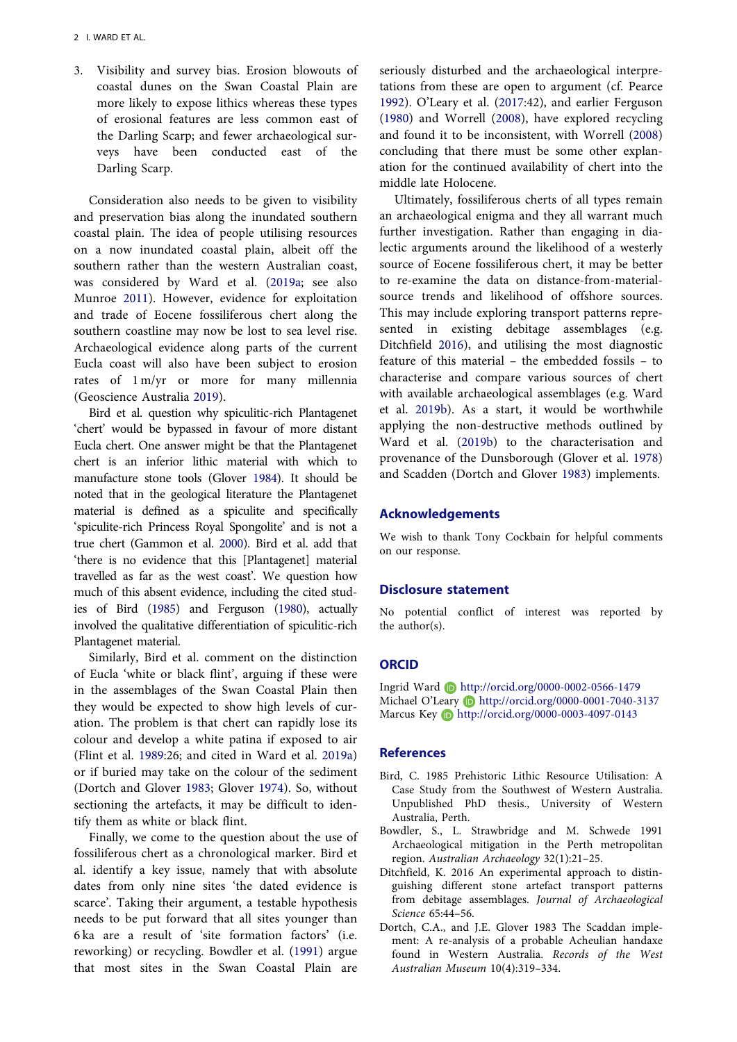3. Visibility and survey bias. Erosion blowouts of coastal dunes on the Swan Coastal Plain are more likely to expose lithics whereas these types of erosional features are less common east of the Darling Scarp; and fewer archaeological surveys have been conducted east of the Darling Scarp.

Consideration also needs to be given to visibility and preservation bias along the inundated southern coastal plain. The idea of people utilising resources on a now inundated coastal plain, albeit off the southern rather than the western Australian coast, was considered by Ward et al. (2019a; see also Munroe 2011). However, evidence for exploitation and trade of Eocene fossiliferous chert along the southern coastline may now be lost to sea level rise. Archaeological evidence along parts of the current Eucla coast will also have been subject to erosion rates of 1 m/yr or more for many millennia (Geoscience Australia 2019).

Bird et al. question why spiculitic-rich Plantagenet 'chert' would be bypassed in favour of more distant Eucla chert. One answer might be that the Plantagenet chert is an inferior lithic material with which to manufacture stone tools (Glover 1984). It should be noted that in the geological literature the Plantagenet material is defined as a spiculite and specifically 'spiculite-rich Princess Royal Spongolite' and is not a true chert (Gammon et al. 2000). Bird et al. add that 'there is no evidence that this [Plantagenet] material travelled as far as the west coast'. We question how much of this absent evidence, including the cited studies of Bird (1985) and Ferguson (1980), actually involved the qualitative differentiation of spiculitic-rich Plantagenet material.

Similarly, Bird et al. comment on the distinction of Eucla 'white or black flint', arguing if these were in the assemblages of the Swan Coastal Plain then they would be expected to show high levels of curation. The problem is that chert can rapidly lose its colour and develop a white patina if exposed to air (Flint et al. 1989:26; and cited in Ward et al. 2019a) or if buried may take on the colour of the sediment (Dortch and Glover 1983; Glover 1974). So, without sectioning the artefacts, it may be difficult to identify them as white or black flint.

Finally, we come to the question about the use of fossiliferous chert as a chronological marker. Bird et al. identify a key issue, namely that with absolute dates from only nine sites 'the dated evidence is scarce'. Taking their argument, a testable hypothesis needs to be put forward that all sites younger than 6 ka are a result of 'site formation factors' (i.e. reworking) or recycling. Bowdler et al. (1991) argue that most sites in the Swan Coastal Plain are seriously disturbed and the archaeological interpretations from these are open to argument (cf. Pearce 1992). O'Leary et al. (2017:42), and earlier Ferguson (1980) and Worrell (2008), have explored recycling and found it to be inconsistent, with Worrell (2008) concluding that there must be some other explanation for the continued availability of chert into the middle late Holocene.

Ultimately, fossiliferous cherts of all types remain an archaeological enigma and they all warrant much further investigation. Rather than engaging in dialectic arguments around the likelihood of a westerly source of Eocene fossiliferous chert, it may be better to re-examine the data on distance-from-material-source trends and likelihood of offshore sources. This may include exploring transport patterns represented in existing debitage assemblages (e.g. Ditchfield 2016), and utilising the most diagnostic feature of this material – the embedded fossils – to characterise and compare various sources of chert with available archaeological assemblages (e.g. Ward et al. 2019b). As a start, it would be worthwhile applying the non-destructive methods outlined by Ward et al. (2019b) to the characterisation and provenance of the Dunsborough (Glover et al. 1978) and Scadden (Dortch and Glover 1983) implements.

## Acknowledgements

We wish to thank Tony Cockbain for helpful comments on our response.

## Disclosure statement

No potential conflict of interest was reported by the author(s).

## ORCID

Ingrid Ward http://orcid.org/0000-0002-0566-1479
Michael O'Leary http://orcid.org/0000-0001-7040-3137
Marcus Key http://orcid.org/0000-0003-4097-0143

## References

Bird, C. 1985 Prehistoric Lithic Resource Utilisation: A Case Study from the Southwest of Western Australia. Unpublished PhD thesis., University of Western Australia, Perth.

Bowdler, S., L. Strawbridge and M. Schwede 1991 Archaeological mitigation in the Perth metropolitan region. *Australian Archaeology* 32(1):21–25.

Ditchfield, K. 2016 An experimental approach to distinguishing different stone artefact transport patterns from debitage assemblages. *Journal of Archaeological Science* 65:44–56.

Dortch, C.A., and J.E. Glover 1983 The Scaddan implement: A re-analysis of a probable Acheulian handaxe found in Western Australia. *Records of the West Australian Museum* 10(4):319–334.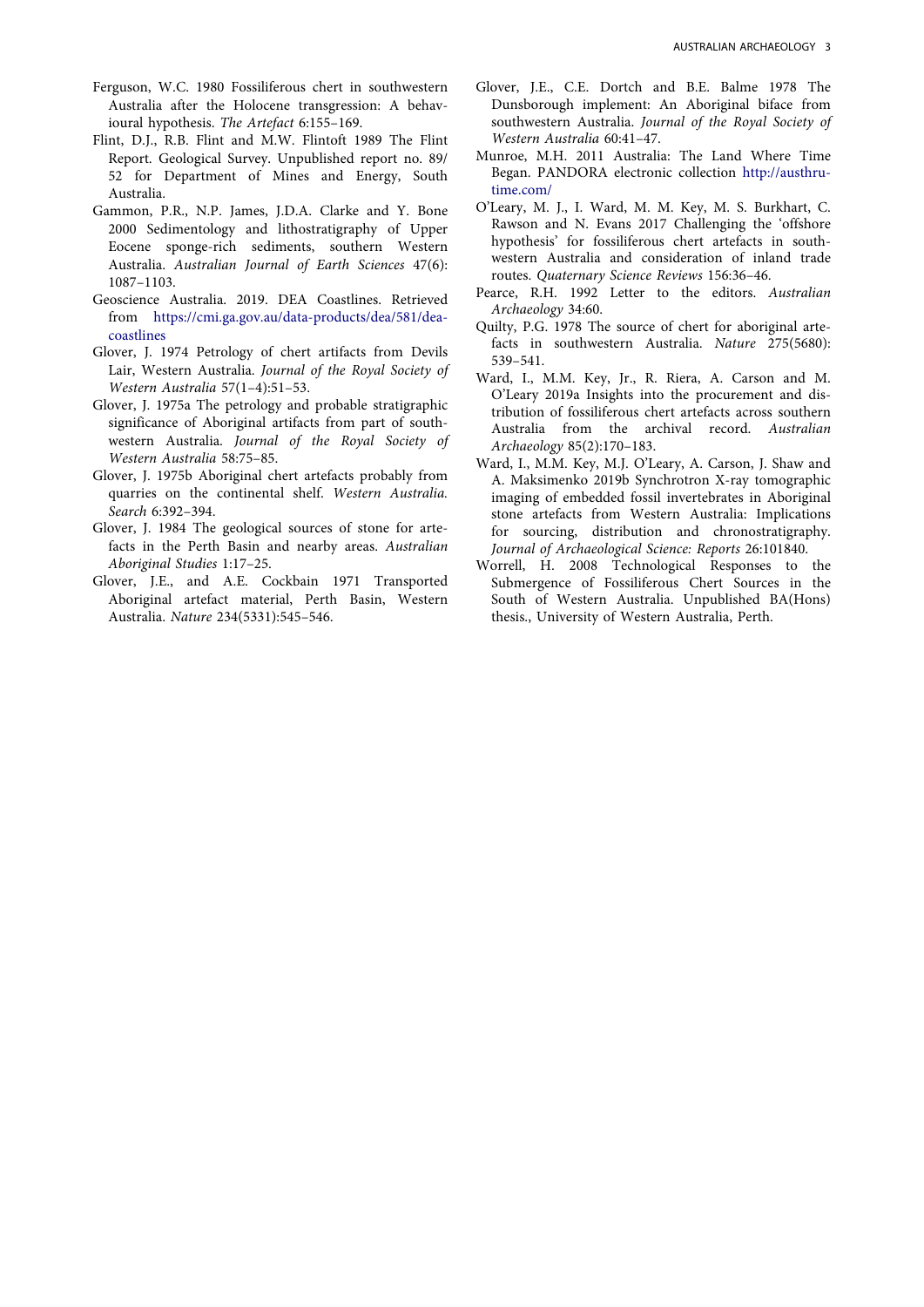Ferguson, W.C. 1980 Fossiliferous chert in southwestern Australia after the Holocene transgression: A behavioural hypothesis. *The Artefact* 6:155–169.

Flint, D.J., R.B. Flint and M.W. Flintoft 1989 The Flint Report. Geological Survey. Unpublished report no. 89/52 for Department of Mines and Energy, South Australia.

Gammon, P.R., N.P. James, J.D.A. Clarke and Y. Bone 2000 Sedimentology and lithostratigraphy of Upper Eocene sponge-rich sediments, southern Western Australia. *Australian Journal of Earth Sciences* 47(6): 1087–1103.

Geoscience Australia. 2019. DEA Coastlines. Retrieved from https://cmi.ga.gov.au/data-products/dea/581/dea-coastlines

Glover, J. 1974 Petrology of chert artifacts from Devils Lair, Western Australia. *Journal of the Royal Society of Western Australia* 57(1–4):51–53.

Glover, J. 1975a The petrology and probable stratigraphic significance of Aboriginal artifacts from part of southwestern Australia. *Journal of the Royal Society of Western Australia* 58:75–85.

Glover, J. 1975b Aboriginal chert artefacts probably from quarries on the continental shelf. *Western Australia. Search* 6:392–394.

Glover, J. 1984 The geological sources of stone for artefacts in the Perth Basin and nearby areas. *Australian Aboriginal Studies* 1:17–25.

Glover, J.E., and A.E. Cockbain 1971 Transported Aboriginal artefact material, Perth Basin, Western Australia. *Nature* 234(5331):545–546.

Glover, J.E., C.E. Dortch and B.E. Balme 1978 The Dunsborough implement: An Aboriginal biface from southwestern Australia. *Journal of the Royal Society of Western Australia* 60:41–47.

Munroe, M.H. 2011 Australia: The Land Where Time Began. PANDORA electronic collection http://austhrutime.com/

O'Leary, M. J., I. Ward, M. M. Key, M. S. Burkhart, C. Rawson and N. Evans 2017 Challenging the 'offshore hypothesis' for fossiliferous chert artefacts in southwestern Australia and consideration of inland trade routes. *Quaternary Science Reviews* 156:36–46.

Pearce, R.H. 1992 Letter to the editors. *Australian Archaeology* 34:60.

Quilty, P.G. 1978 The source of chert for aboriginal artefacts in southwestern Australia. *Nature* 275(5680): 539–541.

Ward, I., M.M. Key, Jr., R. Riera, A. Carson and M. O'Leary 2019a Insights into the procurement and distribution of fossiliferous chert artefacts across southern Australia from the archival record. *Australian Archaeology* 85(2):170–183.

Ward, I., M.M. Key, M.J. O'Leary, A. Carson, J. Shaw and A. Maksimenko 2019b Synchrotron X-ray tomographic imaging of embedded fossil invertebrates in Aboriginal stone artefacts from Western Australia: Implications for sourcing, distribution and chronostratigraphy. *Journal of Archaeological Science: Reports* 26:101840.

Worrell, H. 2008 Technological Responses to the Submergence of Fossiliferous Chert Sources in the South of Western Australia. Unpublished BA(Hons) thesis., University of Western Australia, Perth.